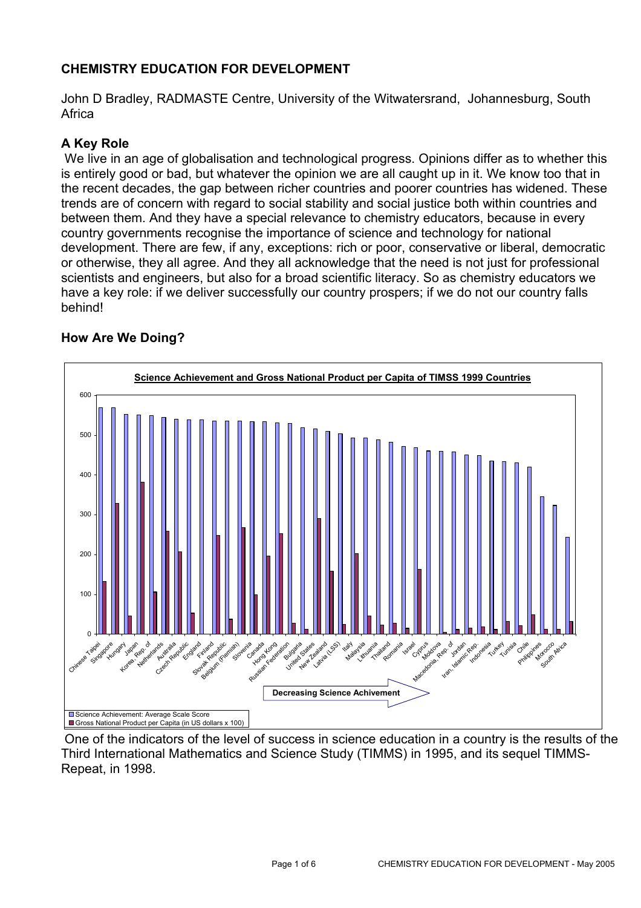## CHEMISTRY EDUCATION FOR DEVELOPMENT

John D Bradley, RADMASTE Centre, University of the Witwatersrand, Johannesburg, South Africa

### A Key Role

We live in an age of globalisation and technological progress. Opinions differ as to whether this is entirely good or bad, but whatever the opinion we are all caught up in it. We know too that in the recent decades, the gap between richer countries and poorer countries has widened. These trends are of concern with regard to social stability and social justice both within countries and between them. And they have a special relevance to chemistry educators, because in every country governments recognise the importance of science and technology for national development. There are few, if any, exceptions: rich or poor, conservative or liberal, democratic or otherwise, they all agree. And they all acknowledge that the need is not just for professional scientists and engineers, but also for a broad scientific literacy. So as chemistry educators we have a key role: if we deliver successfully our country prospers; if we do not our country falls behind!

### How Are We Doing?

One of the indicators of the level of success in science education in a country is the results of the Third International Mathematics and Science Study (TIMMS) in 1995, and its sequel TIMMS-Repeat, in 1998.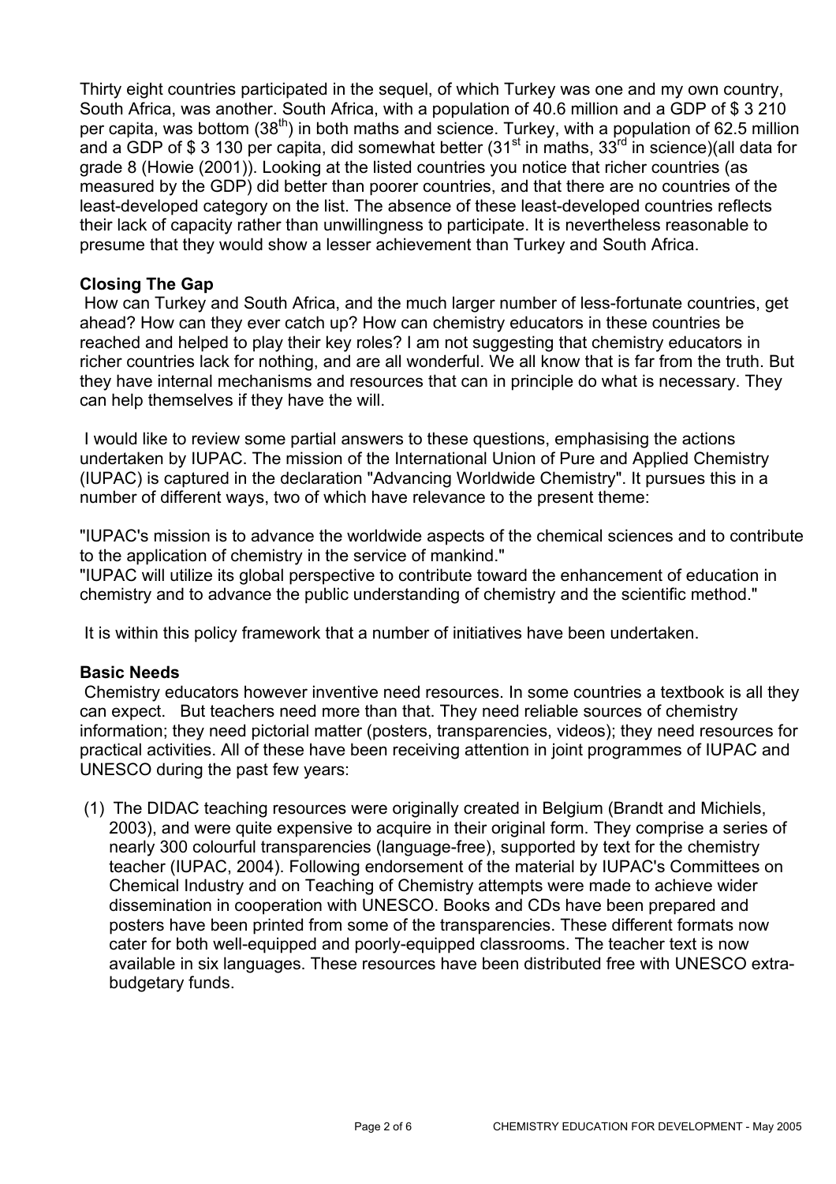Thirty eight countries participated in the sequel, of which Turkey was one and my own country, South Africa, was another. South Africa, with a population of 40.6 million and a GDP of $ 3 210 per capita, was bottom (38th) in both maths and science. Turkey, with a population of 62.5 million and a GDP of $ 3 130 per capita, did somewhat better (31st in maths, 33rd in science)(all data for grade 8 (Howie (2001)). Looking at the listed countries you notice that richer countries (as measured by the GDP) did better than poorer countries, and that there are no countries of the least-developed category on the list. The absence of these least-developed countries reflects their lack of capacity rather than unwillingness to participate. It is nevertheless reasonable to presume that they would show a lesser achievement than Turkey and South Africa.

**Closing The Gap**

How can Turkey and South Africa, and the much larger number of less-fortunate countries, get ahead? How can they ever catch up? How can chemistry educators in these countries be reached and helped to play their key roles? I am not suggesting that chemistry educators in richer countries lack for nothing, and are all wonderful. We all know that is far from the truth. But they have internal mechanisms and resources that can in principle do what is necessary. They can help themselves if they have the will.

I would like to review some partial answers to these questions, emphasising the actions undertaken by IUPAC. The mission of the International Union of Pure and Applied Chemistry (IUPAC) is captured in the declaration "Advancing Worldwide Chemistry". It pursues this in a number of different ways, two of which have relevance to the present theme:

"IUPAC's mission is to advance the worldwide aspects of the chemical sciences and to contribute to the application of chemistry in the service of mankind."
"IUPAC will utilize its global perspective to contribute toward the enhancement of education in chemistry and to advance the public understanding of chemistry and the scientific method."

It is within this policy framework that a number of initiatives have been undertaken.

**Basic Needs**

Chemistry educators however inventive need resources. In some countries a textbook is all they can expect. But teachers need more than that. They need reliable sources of chemistry information; they need pictorial matter (posters, transparencies, videos); they need resources for practical activities. All of these have been receiving attention in joint programmes of IUPAC and UNESCO during the past few years:

(1) The DIDAC teaching resources were originally created in Belgium (Brandt and Michiels, 2003), and were quite expensive to acquire in their original form. They comprise a series of nearly 300 colourful transparencies (language-free), supported by text for the chemistry teacher (IUPAC, 2004). Following endorsement of the material by IUPAC's Committees on Chemical Industry and on Teaching of Chemistry attempts were made to achieve wider dissemination in cooperation with UNESCO. Books and CDs have been prepared and posters have been printed from some of the transparencies. These different formats now cater for both well-equipped and poorly-equipped classrooms. The teacher text is now available in six languages. These resources have been distributed free with UNESCO extra-budgetary funds.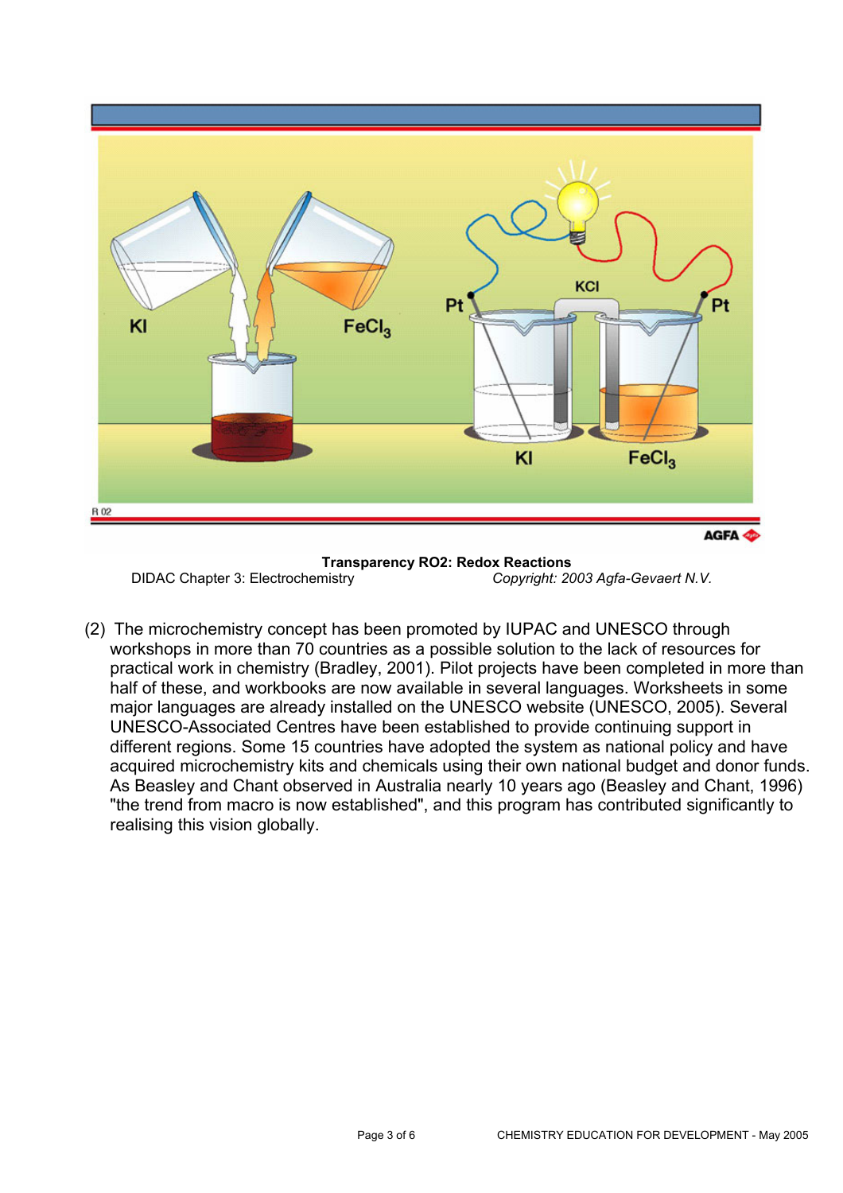**Transparency RO2: Redox Reactions**

DIDAC Chapter 3: Electrochemistry *Copyright: 2003 Agfa-Gevaert N.V.*

(2) The microchemistry concept has been promoted by IUPAC and UNESCO through workshops in more than 70 countries as a possible solution to the lack of resources for practical work in chemistry (Bradley, 2001). Pilot projects have been completed in more than half of these, and workbooks are now available in several languages. Worksheets in some major languages are already installed on the UNESCO website (UNESCO, 2005). Several UNESCO-Associated Centres have been established to provide continuing support in different regions. Some 15 countries have adopted the system as national policy and have acquired microchemistry kits and chemicals using their own national budget and donor funds. As Beasley and Chant observed in Australia nearly 10 years ago (Beasley and Chant, 1996) "the trend from macro is now established", and this program has contributed significantly to realising this vision globally.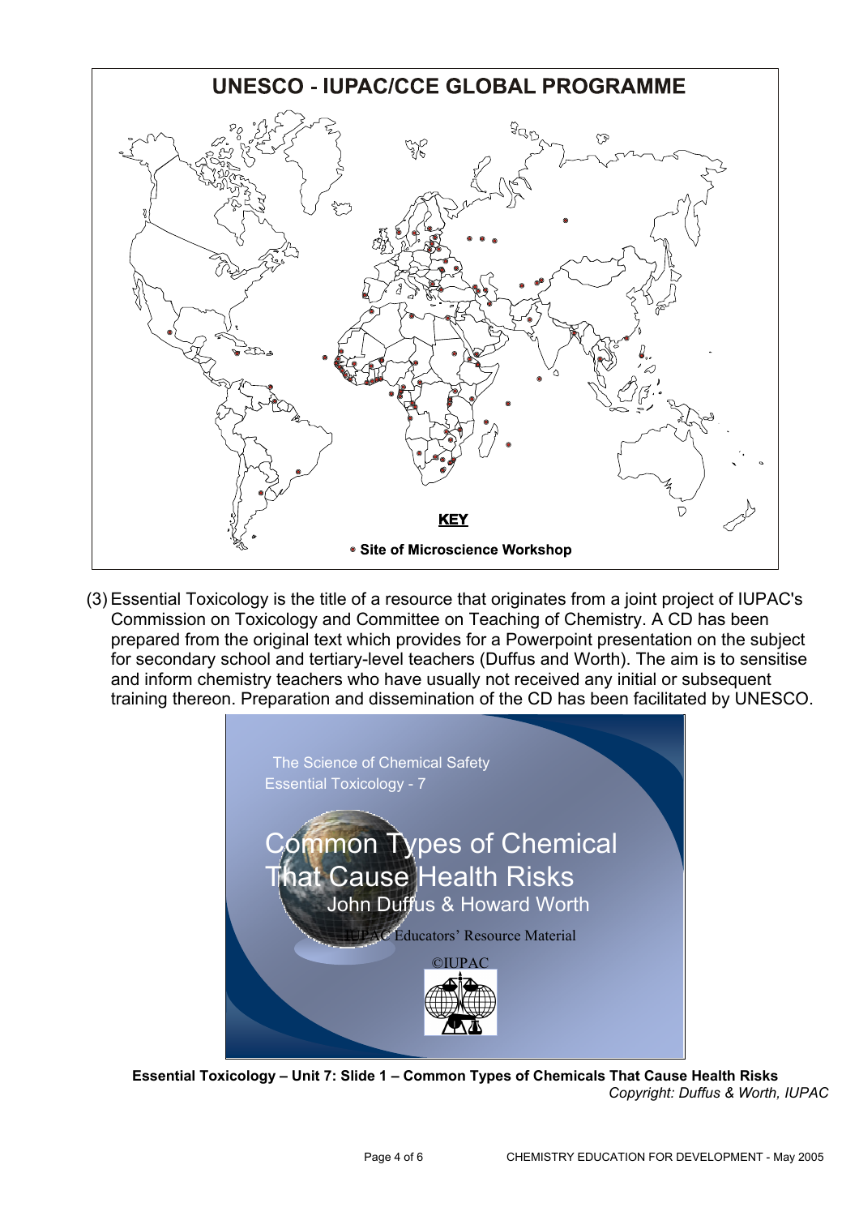**UNESCO - IUPAC/CCE GLOBAL PROGRAMME**

**KEY**

• **Site of Microscience Workshop**

(3) Essential Toxicology is the title of a resource that originates from a joint project of IUPAC's Commission on Toxicology and Committee on Teaching of Chemistry. A CD has been prepared from the original text which provides for a Powerpoint presentation on the subject for secondary school and tertiary-level teachers (Duffus and Worth). The aim is to sensitise and inform chemistry teachers who have usually not received any initial or subsequent training thereon. Preparation and dissemination of the CD has been facilitated by UNESCO.

The Science of Chemical Safety
Essential Toxicology - 7

Common Types of Chemical That Cause Health Risks
John Duffus & Howard Worth

IUPAC Educators' Resource Material

©IUPAC

**Essential Toxicology – Unit 7: Slide 1 – Common Types of Chemicals That Cause Health Risks**

*Copyright: Duffus & Worth, IUPAC*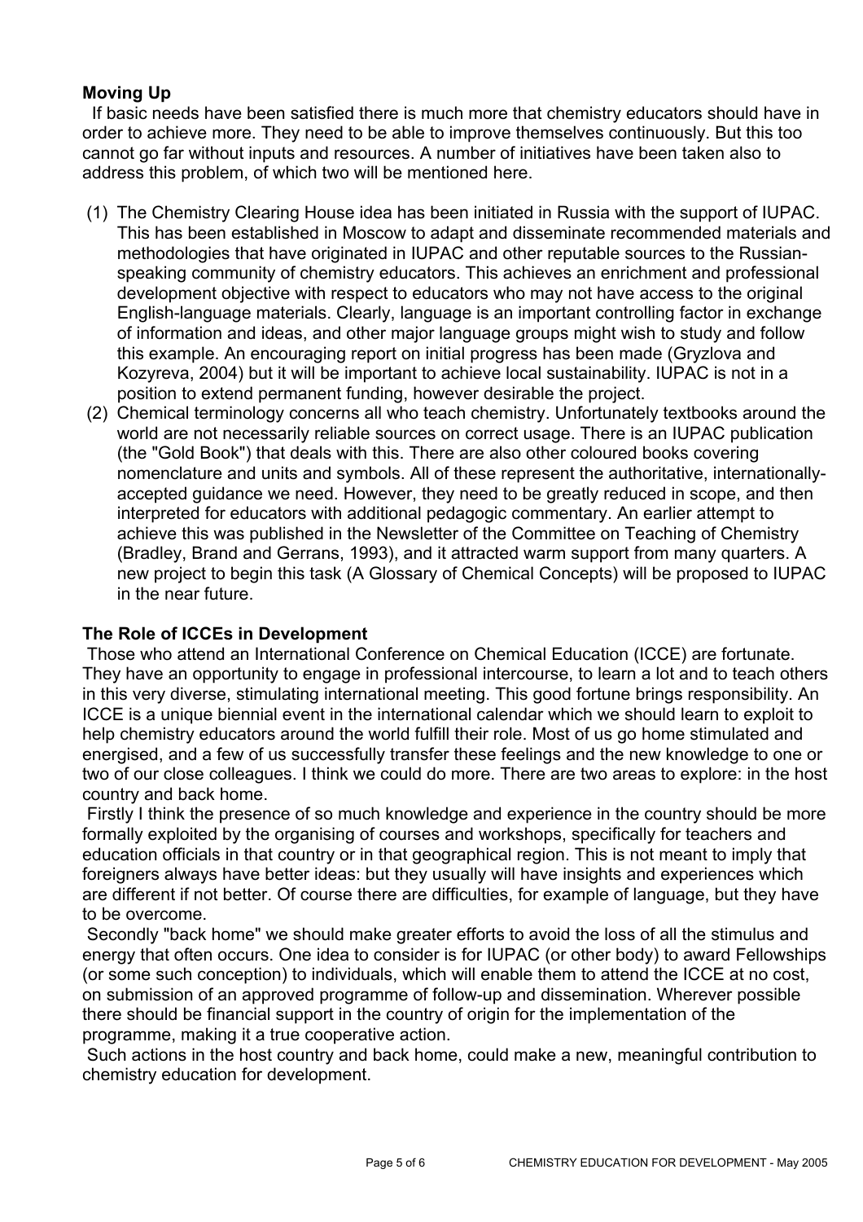## Moving Up

If basic needs have been satisfied there is much more that chemistry educators should have in order to achieve more. They need to be able to improve themselves continuously. But this too cannot go far without inputs and resources. A number of initiatives have been taken also to address this problem, of which two will be mentioned here.

(1) The Chemistry Clearing House idea has been initiated in Russia with the support of IUPAC. This has been established in Moscow to adapt and disseminate recommended materials and methodologies that have originated in IUPAC and other reputable sources to the Russian-speaking community of chemistry educators. This achieves an enrichment and professional development objective with respect to educators who may not have access to the original English-language materials. Clearly, language is an important controlling factor in exchange of information and ideas, and other major language groups might wish to study and follow this example. An encouraging report on initial progress has been made (Gryzlova and Kozyreva, 2004) but it will be important to achieve local sustainability. IUPAC is not in a position to extend permanent funding, however desirable the project.

(2) Chemical terminology concerns all who teach chemistry. Unfortunately textbooks around the world are not necessarily reliable sources on correct usage. There is an IUPAC publication (the "Gold Book") that deals with this. There are also other coloured books covering nomenclature and units and symbols. All of these represent the authoritative, internationally-accepted guidance we need. However, they need to be greatly reduced in scope, and then interpreted for educators with additional pedagogic commentary. An earlier attempt to achieve this was published in the Newsletter of the Committee on Teaching of Chemistry (Bradley, Brand and Gerrans, 1993), and it attracted warm support from many quarters. A new project to begin this task (A Glossary of Chemical Concepts) will be proposed to IUPAC in the near future.

## The Role of ICCEs in Development

Those who attend an International Conference on Chemical Education (ICCE) are fortunate. They have an opportunity to engage in professional intercourse, to learn a lot and to teach others in this very diverse, stimulating international meeting. This good fortune brings responsibility. An ICCE is a unique biennial event in the international calendar which we should learn to exploit to help chemistry educators around the world fulfill their role. Most of us go home stimulated and energised, and a few of us successfully transfer these feelings and the new knowledge to one or two of our close colleagues. I think we could do more. There are two areas to explore: in the host country and back home.

Firstly I think the presence of so much knowledge and experience in the country should be more formally exploited by the organising of courses and workshops, specifically for teachers and education officials in that country or in that geographical region. This is not meant to imply that foreigners always have better ideas: but they usually will have insights and experiences which are different if not better. Of course there are difficulties, for example of language, but they have to be overcome.

Secondly "back home" we should make greater efforts to avoid the loss of all the stimulus and energy that often occurs. One idea to consider is for IUPAC (or other body) to award Fellowships (or some such conception) to individuals, which will enable them to attend the ICCE at no cost, on submission of an approved programme of follow-up and dissemination. Wherever possible there should be financial support in the country of origin for the implementation of the programme, making it a true cooperative action.

Such actions in the host country and back home, could make a new, meaningful contribution to chemistry education for development.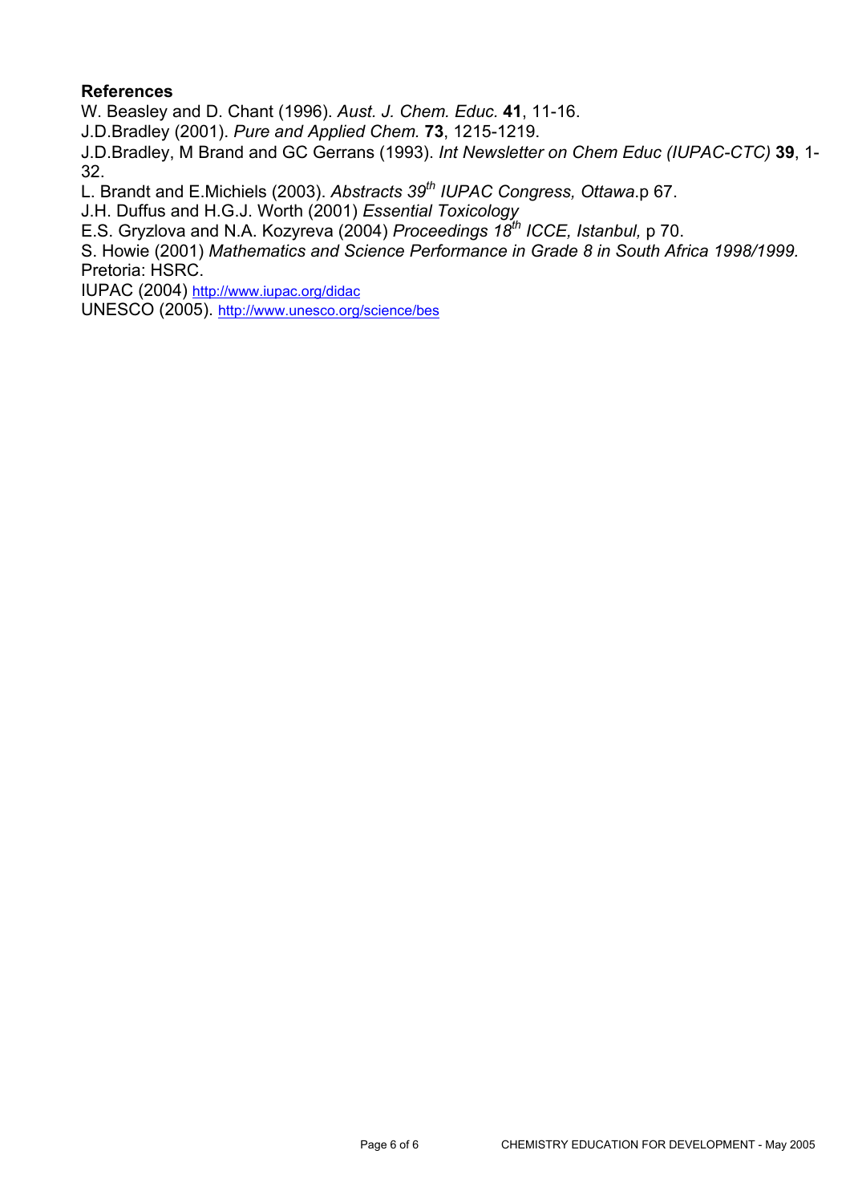### References

W. Beasley and D. Chant (1996). *Aust. J. Chem. Educ.* **41**, 11-16.

J.D.Bradley (2001). *Pure and Applied Chem.* **73**, 1215-1219.

J.D.Bradley, M Brand and GC Gerrans (1993). *Int Newsletter on Chem Educ (IUPAC-CTC)* **39**, 1-32.

L. Brandt and E.Michiels (2003). *Abstracts 39th IUPAC Congress, Ottawa*.p 67.

J.H. Duffus and H.G.J. Worth (2001) *Essential Toxicology*

E.S. Gryzlova and N.A. Kozyreva (2004) *Proceedings 18th ICCE, Istanbul,* p 70.

S. Howie (2001) *Mathematics and Science Performance in Grade 8 in South Africa 1998/1999.* Pretoria: HSRC.

IUPAC (2004) http://www.iupac.org/didac

UNESCO (2005). http://www.unesco.org/science/bes